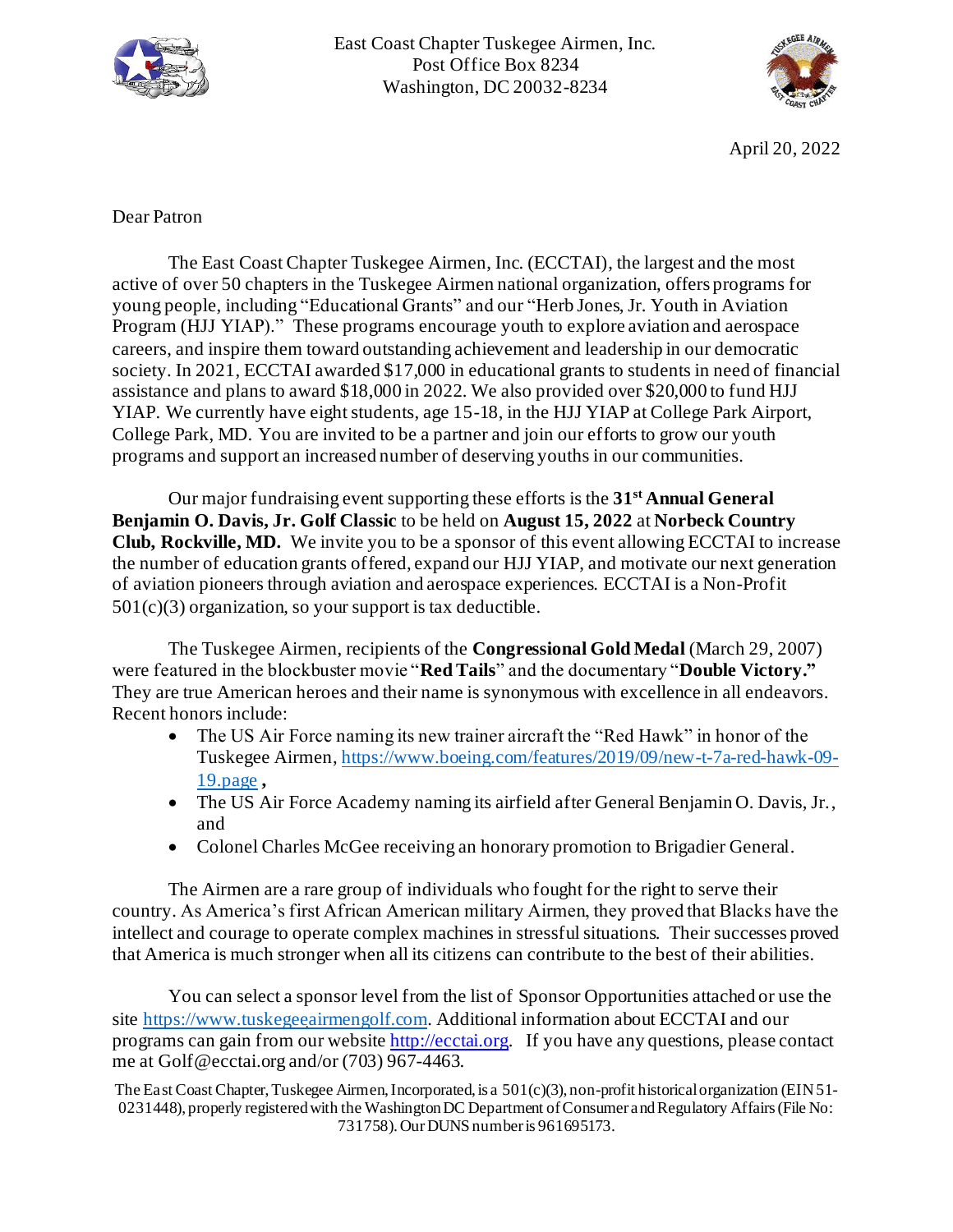East Coast Chapter Tuskegee Airmen, Inc.
Post Office Box 8234
Washington, DC 20032-8234

April 20, 2022

Dear Patron

The East Coast Chapter Tuskegee Airmen, Inc. (ECCTAI), the largest and the most active of over 50 chapters in the Tuskegee Airmen national organization, offers programs for young people, including "Educational Grants" and our "Herb Jones, Jr. Youth in Aviation Program (HJJ YIAP)." These programs encourage youth to explore aviation and aerospace careers, and inspire them toward outstanding achievement and leadership in our democratic society. In 2021, ECCTAI awarded $17,000 in educational grants to students in need of financial assistance and plans to award $18,000 in 2022. We also provided over $20,000 to fund HJJ YIAP. We currently have eight students, age 15-18, in the HJJ YIAP at College Park Airport, College Park, MD. You are invited to be a partner and join our efforts to grow our youth programs and support an increased number of deserving youths in our communities.

Our major fundraising event supporting these efforts is the **31st Annual General Benjamin O. Davis, Jr. Golf Classic** to be held on **August 15, 2022** at **Norbeck Country Club, Rockville, MD.** We invite you to be a sponsor of this event allowing ECCTAI to increase the number of education grants offered, expand our HJJ YIAP, and motivate our next generation of aviation pioneers through aviation and aerospace experiences. ECCTAI is a Non-Profit 501(c)(3) organization, so your support is tax deductible.

The Tuskegee Airmen, recipients of the **Congressional Gold Medal** (March 29, 2007) were featured in the blockbuster movie "**Red Tails**" and the documentary "**Double Victory.**" They are true American heroes and their name is synonymous with excellence in all endeavors. Recent honors include:

- The US Air Force naming its new trainer aircraft the "Red Hawk" in honor of the Tuskegee Airmen, https://www.boeing.com/features/2019/09/new-t-7a-red-hawk-09-19.page **,**
- The US Air Force Academy naming its airfield after General Benjamin O. Davis, Jr., and
- Colonel Charles McGee receiving an honorary promotion to Brigadier General.

The Airmen are a rare group of individuals who fought for the right to serve their country. As America's first African American military Airmen, they proved that Blacks have the intellect and courage to operate complex machines in stressful situations. Their successes proved that America is much stronger when all its citizens can contribute to the best of their abilities.

You can select a sponsor level from the list of Sponsor Opportunities attached or use the site https://www.tuskegeeairmengolf.com. Additional information about ECCTAI and our programs can gain from our website http://ecctai.org. If you have any questions, please contact me at Golf@ecctai.org and/or (703) 967-4463.

The East Coast Chapter, Tuskegee Airmen, Incorporated, is a 501(c)(3), non-profit historical organization (EIN 51-0231448), properly registered with the Washington DC Department of Consumer and Regulatory Affairs (File No: 731758). Our DUNS number is 961695173.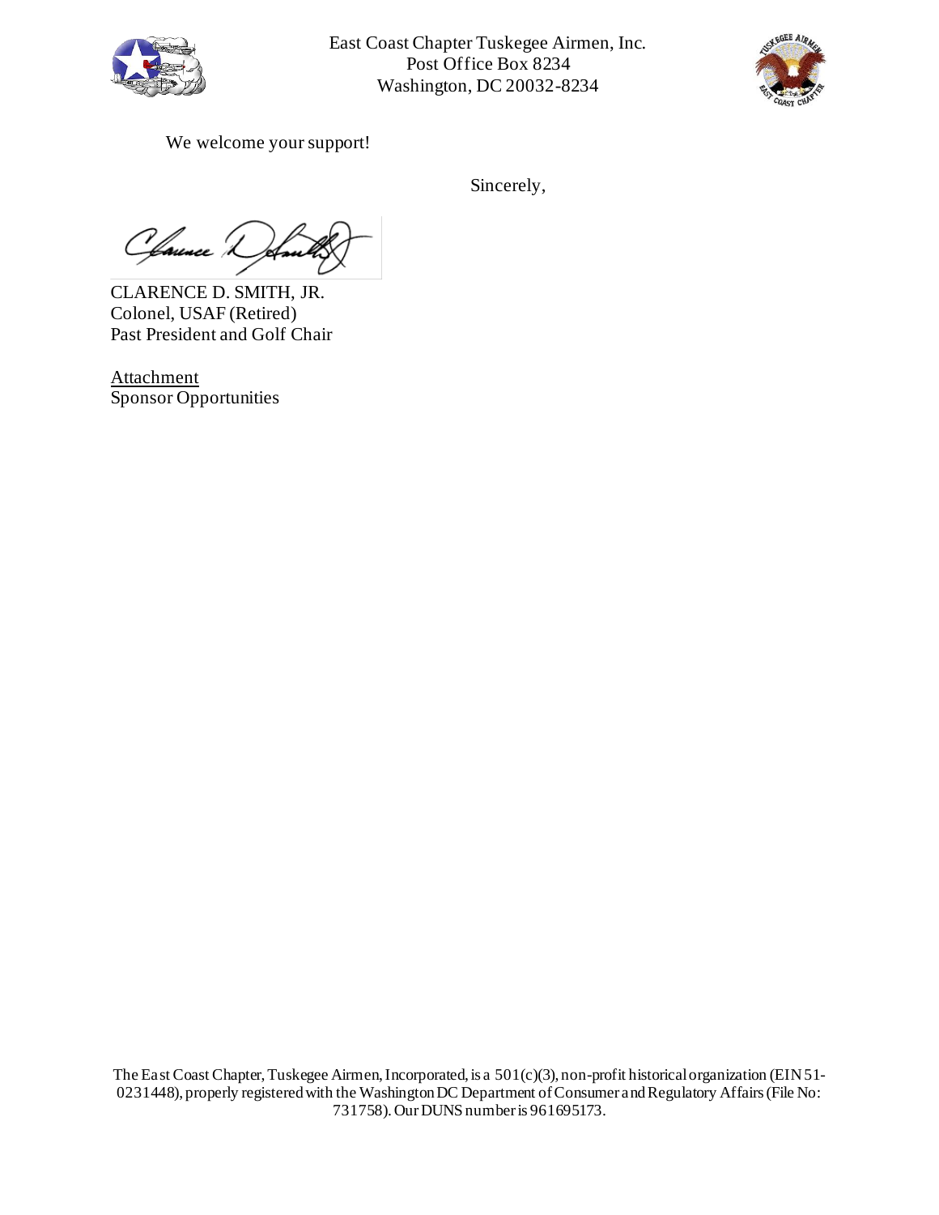We welcome your support!

Sincerely,

CLARENCE D. SMITH, JR.
Colonel, USAF (Retired)
Past President and Golf Chair

<u>Attachment</u>
Sponsor Opportunities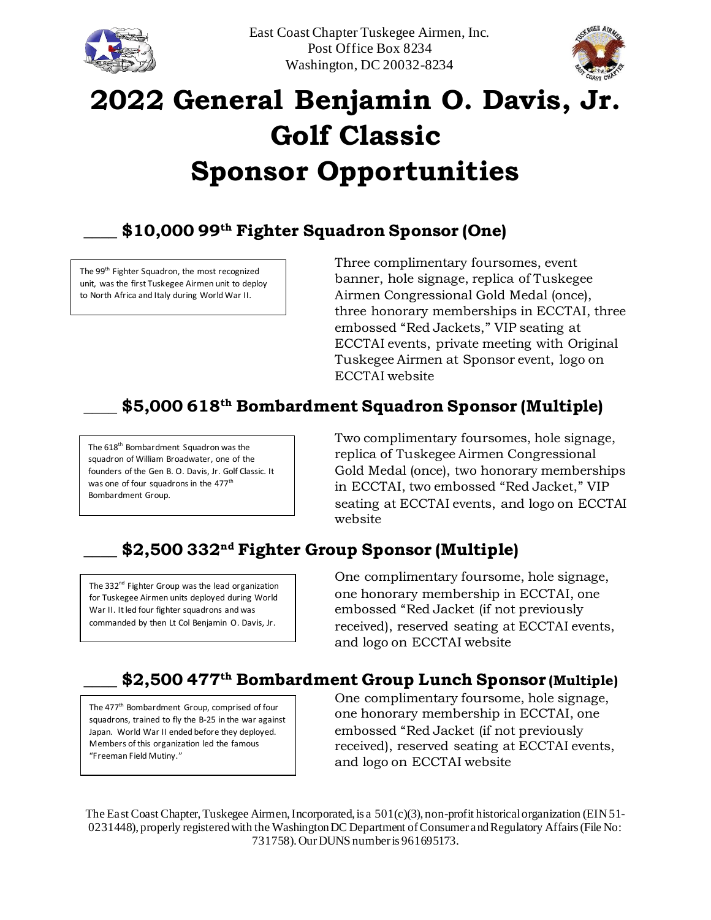East Coast Chapter Tuskegee Airmen, Inc.
Post Office Box 8234
Washington, DC 20032-8234

# 2022 General Benjamin O. Davis, Jr. Golf Classic Sponsor Opportunities

## ____ $10,000 99th Fighter Squadron Sponsor (One)

The 99th Fighter Squadron, the most recognized unit, was the first Tuskegee Airmen unit to deploy to North Africa and Italy during World War II.

Three complimentary foursomes, event banner, hole signage, replica of Tuskegee Airmen Congressional Gold Medal (once), three honorary memberships in ECCTAI, three embossed "Red Jackets," VIP seating at ECCTAI events, private meeting with Original Tuskegee Airmen at Sponsor event, logo on ECCTAI website

## ____ $5,000 618th Bombardment Squadron Sponsor (Multiple)

The 618th Bombardment Squadron was the squadron of William Broadwater, one of the founders of the Gen B. O. Davis, Jr. Golf Classic. It was one of four squadrons in the 477th Bombardment Group.

Two complimentary foursomes, hole signage, replica of Tuskegee Airmen Congressional Gold Medal (once), two honorary memberships in ECCTAI, two embossed "Red Jacket," VIP seating at ECCTAI events, and logo on ECCTAI website

## ____ $2,500 332nd Fighter Group Sponsor (Multiple)

The 332nd Fighter Group was the lead organization for Tuskegee Airmen units deployed during World War II. It led four fighter squadrons and was commanded by then Lt Col Benjamin O. Davis, Jr.

One complimentary foursome, hole signage, one honorary membership in ECCTAI, one embossed "Red Jacket (if not previously received), reserved seating at ECCTAI events, and logo on ECCTAI website

## ____ $2,500 477th Bombardment Group Lunch Sponsor (Multiple)

The 477th Bombardment Group, comprised of four squadrons, trained to fly the B-25 in the war against Japan. World War II ended before they deployed. Members of this organization led the famous "Freeman Field Mutiny."

One complimentary foursome, hole signage, one honorary membership in ECCTAI, one embossed "Red Jacket (if not previously received), reserved seating at ECCTAI events, and logo on ECCTAI website

The East Coast Chapter, Tuskegee Airmen, Incorporated, is a 501(c)(3), non-profit historical organization (EIN 51-0231448), properly registered with the Washington DC Department of Consumer and Regulatory Affairs (File No: 731758). Our DUNS number is 961695173.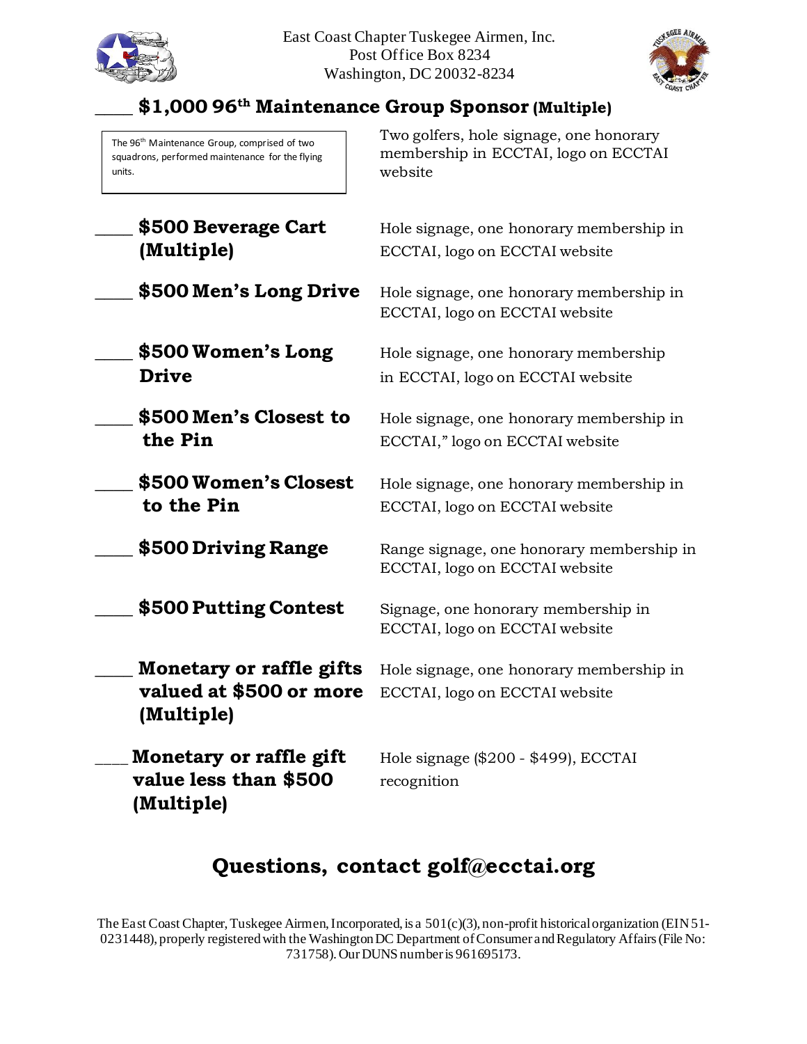East Coast Chapter Tuskegee Airmen, Inc.
Post Office Box 8234
Washington, DC 20032-8234

## ____ $1,000 96th Maintenance Group Sponsor (Multiple)

| | |
|---|---|
| The 96th Maintenance Group, comprised of two squadrons, performed maintenance for the flying units. | Two golfers, hole signage, one honorary membership in ECCTAI, logo on ECCTAI website |
| ____ **$500 Beverage Cart (Multiple)** | Hole signage, one honorary membership in ECCTAI, logo on ECCTAI website |
| ____ **$500 Men's Long Drive** | Hole signage, one honorary membership in ECCTAI, logo on ECCTAI website |
| ____ **$500 Women's Long Drive** | Hole signage, one honorary membership in ECCTAI, logo on ECCTAI website |
| ____ **$500 Men's Closest to the Pin** | Hole signage, one honorary membership in ECCTAI," logo on ECCTAI website |
| ____ **$500 Women's Closest to the Pin** | Hole signage, one honorary membership in ECCTAI, logo on ECCTAI website |
| ____ **$500 Driving Range** | Range signage, one honorary membership in ECCTAI, logo on ECCTAI website |
| ____ **$500 Putting Contest** | Signage, one honorary membership in ECCTAI, logo on ECCTAI website |
| ____ **Monetary or raffle gifts valued at $500 or more (Multiple)** | Hole signage, one honorary membership in ECCTAI, logo on ECCTAI website |
| ____ **Monetary or raffle gift value less than $500 (Multiple)** | Hole signage ($200 - $499), ECCTAI recognition |

## Questions, contact golf@ecctai.org

The East Coast Chapter, Tuskegee Airmen, Incorporated, is a 501(c)(3), non-profit historical organization (EIN 51-0231448), properly registered with the Washington DC Department of Consumer and Regulatory Affairs (File No: 731758). Our DUNS number is 961695173.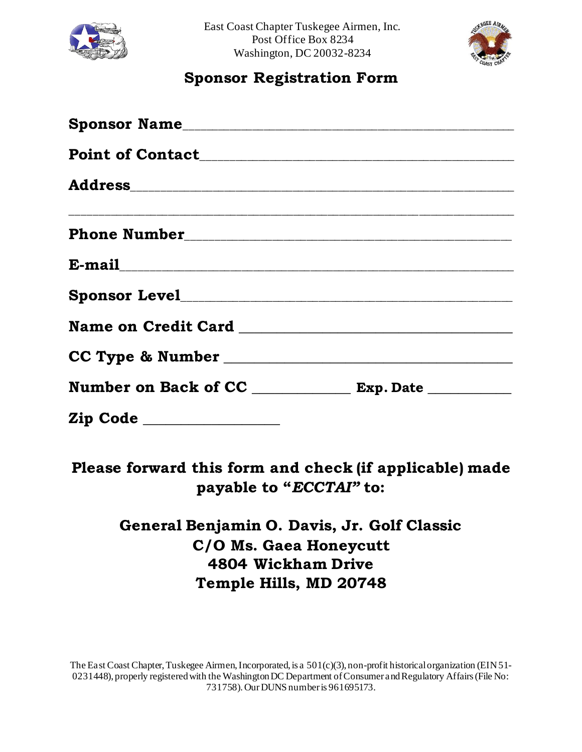East Coast Chapter Tuskegee Airmen, Inc.
Post Office Box 8234
Washington, DC 20032-8234

## Sponsor Registration Form

**Sponsor Name**\_\_\_\_\_\_\_\_\_\_\_\_\_\_\_\_\_\_\_\_\_\_\_\_\_\_\_\_\_\_\_\_\_\_\_\_\_\_\_\_

**Point of Contact**\_\_\_\_\_\_\_\_\_\_\_\_\_\_\_\_\_\_\_\_\_\_\_\_\_\_\_\_\_\_\_\_\_\_\_\_\_\_

**Address**\_\_\_\_\_\_\_\_\_\_\_\_\_\_\_\_\_\_\_\_\_\_\_\_\_\_\_\_\_\_\_\_\_\_\_\_\_\_\_\_\_\_\_\_\_\_

\_\_\_\_\_\_\_\_\_\_\_\_\_\_\_\_\_\_\_\_\_\_\_\_\_\_\_\_\_\_\_\_\_\_\_\_\_\_\_\_\_\_\_\_\_\_\_\_\_\_\_\_\_\_\_\_

**Phone Number**\_\_\_\_\_\_\_\_\_\_\_\_\_\_\_\_\_\_\_\_\_\_\_\_\_\_\_\_\_\_\_\_\_\_\_\_\_\_\_\_

**E-mail**\_\_\_\_\_\_\_\_\_\_\_\_\_\_\_\_\_\_\_\_\_\_\_\_\_\_\_\_\_\_\_\_\_\_\_\_\_\_\_\_\_\_\_\_\_\_\_

**Sponsor Level**\_\_\_\_\_\_\_\_\_\_\_\_\_\_\_\_\_\_\_\_\_\_\_\_\_\_\_\_\_\_\_\_\_\_\_\_\_\_\_\_\_

**Name on Credit Card** \_\_\_\_\_\_\_\_\_\_\_\_\_\_\_\_\_\_\_\_\_\_\_\_\_\_\_\_\_\_\_\_\_\_

**CC Type & Number** \_\_\_\_\_\_\_\_\_\_\_\_\_\_\_\_\_\_\_\_\_\_\_\_\_\_\_\_\_\_\_\_\_\_\_

**Number on Back of CC** \_\_\_\_\_\_\_\_\_\_\_\_ **Exp. Date** \_\_\_\_\_\_\_\_\_\_

**Zip Code** \_\_\_\_\_\_\_\_\_\_\_\_\_\_\_\_

**Please forward this form and check (if applicable) made payable to "*ECCTAI*" to:**

**General Benjamin O. Davis, Jr. Golf Classic**
**C/O Ms. Gaea Honeycutt**
**4804 Wickham Drive**
**Temple Hills, MD 20748**

The East Coast Chapter, Tuskegee Airmen, Incorporated, is a 501(c)(3), non-profit historical organization (EIN 51-0231448), properly registered with the Washington DC Department of Consumer and Regulatory Affairs (File No: 731758). Our DUNS number is 961695173.